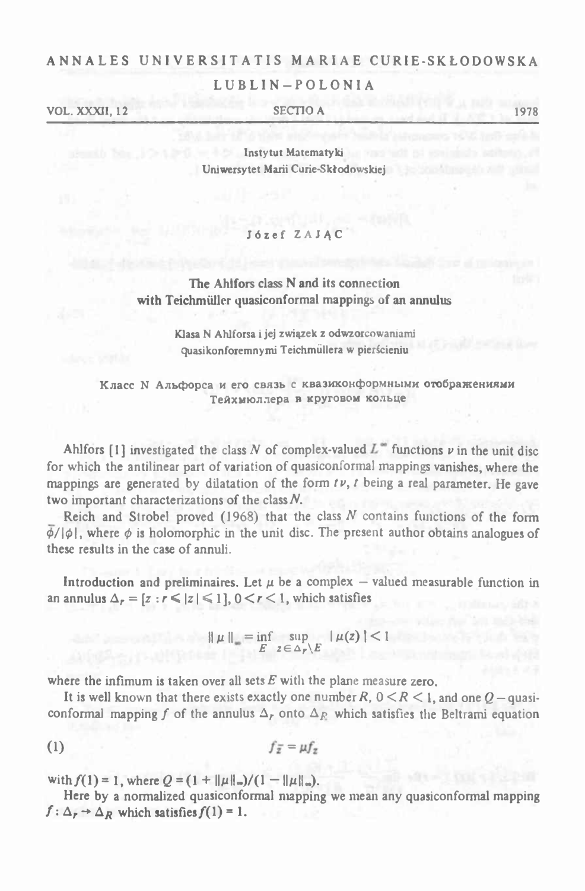ANNALES UNIVERSITATIS MARIAE CURIE-SKŁODOWSKA

LUBLIN–POLONIA

VOL. XXXII, 12 SECTIO A 1978

Instytut Matematyki
Uniwersytet Marii Curie-Skłodowskiej

Józef ZAJĄC

# The Ahlfors class N and its connection with Teichmüller quasiconformal mappings of an annulus

Klasa N Ahlforsa i jej związek z odwzorowaniami quasikonforemnymi Teichmüllera w pierścieniu

Класс N Альфорса и его связь с квазиконформными отображениями Тейхмюллера в круговом кольце

Ahlfors [1] investigated the class $N$ of complex-valued $L^\infty$ functions $\nu$ in the unit disc for which the antilinear part of variation of quasiconformal mappings vanishes, where the mappings are generated by dilatation of the form $t\nu$, $t$ being a real parameter. He gave two important characterizations of the class $N$.

Reich and Strobel proved (1968) that the class $N$ contains functions of the form $\bar{\phi}/|\phi|$, where $\phi$ is holomorphic in the unit disc. The present author obtains analogues of these results in the case of annuli.

**Introduction and preliminaires.** Let $\mu$ be a complex – valued measurable function in an annulus $\Delta_r = \{z : r \leqslant |z| \leqslant 1\}$, $0 < r < 1$, which satisfies

$$\| \mu \|_\infty = \inf_{E} \sup_{z \in \Delta_r \setminus E} | \mu(z) | < 1$$

where the infimum is taken over all sets $E$ with the plane measure zero.

It is well known that there exists exactly one number $R$, $0 < R < 1$, and one $Q$ – quasiconformal mapping $f$ of the annulus $\Delta_r$ onto $\Delta_R$ which satisfies the Beltrami equation

$$f_{\bar{z}} = \mu f_z \tag{1}$$

with $f(1) = 1$, where $Q = (1 + \|\mu\|_\infty)/(1 - \|\mu\|_\infty)$.

Here by a normalized quasiconformal mapping we mean any quasiconformal mapping $f : \Delta_r \to \Delta_R$ which satisfies $f(1) = 1$.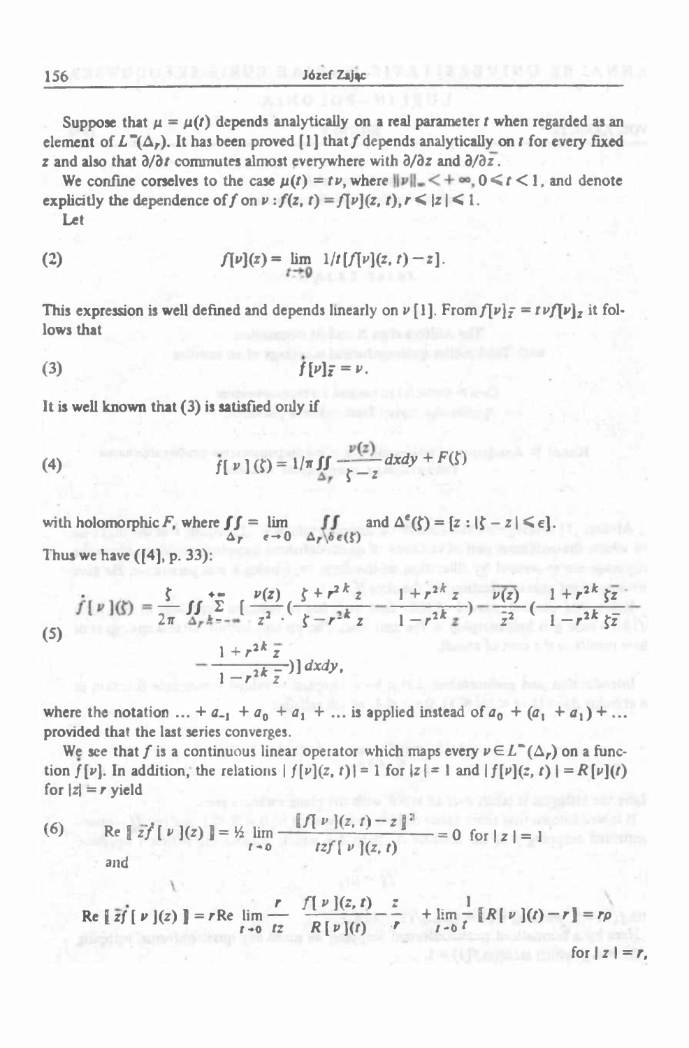Suppose that $\mu = \mu(t)$ depends analytically on a real parameter $t$ when regarded as an element of $L^\infty(\Delta_r)$. It has been proved [1] that $f$ depends analytically on $t$ for every fixed $z$ and also that $\partial/\partial t$ commutes almost everywhere with $\partial/\partial z$ and $\partial/\partial \bar{z}$.

We confine ourselves to the case $\mu(t) = t\nu$, where $\|\nu\|_\infty < +\infty$, $0 \leq t < 1$, and denote explicitly the dependence of $f$ on $\nu$: $f(z, t) = f[\nu](z, t)$, $r \leq |z| \leq 1$.

Let

$$(2) \qquad \dot{f}[\nu](z) = \lim_{t \to 0} 1/t\,[f[\nu](z, t) - z].$$

This expression is well defined and depends linearly on $\nu$ [1]. From $f[\nu]_{\bar{z}} = t\nu f[\nu]_z$ it follows that

$$(3) \qquad \dot{f}[\nu]_{\bar{z}} = \nu.$$

It is well known that (3) is satisfied only if

$$(4) \qquad \dot{f}[\nu](\zeta) = 1/\pi \iint_{\Delta_r} \frac{\nu(z)}{\zeta - z}\, dxdy + F(\zeta)$$

with holomorphic $F$, where $\iint_{\Delta_r} = \lim_{\epsilon \to 0} \iint_{\Delta_r \setminus \Delta^\epsilon(\zeta)}$ and $\Delta^\epsilon(\zeta) = \{z : |\zeta - z| \leq \epsilon\}$.

Thus we have ([4], p. 33):

$$(5) \qquad \dot{f}[\nu](\zeta) = \frac{\zeta}{2\pi} \iint_{\Delta_r} \sum_{k=-\infty}^{+\infty} \left[ \frac{\nu(z)}{z^2} \cdot \left( \frac{\zeta + r^{2k} z}{\zeta - r^{2k} z} - \frac{1 + r^{2k} z}{1 - r^{2k} z} \right) - \frac{\overline{\nu(z)}}{\bar{z}^2} \left( \frac{1 + r^{2k} \bar{\zeta}\bar{z}}{1 - r^{2k} \bar{\zeta}\bar{z}} - \frac{1 + r^{2k} \bar{z}}{1 - r^{2k} \bar{z}} \right) \right] dxdy,$$

where the notation $\ldots + a_{-1} + a_0 + a_1 + \ldots$ is applied instead of $a_0 + (a_1 + a_1) + \ldots$ provided that the last series converges.

We see that $\dot{f}$ is a continuous linear operator which maps every $\nu \in L^\infty(\Delta_r)$ on a function $\dot{f}[\nu]$. In addition, the relations $|f[\nu](z, t)| = 1$ for $|z| = 1$ and $|f[\nu](z, t)| = R[\nu](t)$ for $|z| = r$ yield

$$(6) \qquad \operatorname{Re} [\bar{z}\dot{f}[\nu](z)] = \tfrac{1}{2} \lim_{t \to 0} \frac{|f[\nu](z, t) - z|^2}{tzf[\nu](z, t)} = 0 \quad \text{for } |z| = 1$$

and

$$\operatorname{Re} [\bar{z}\dot{f}[\nu](z)] = r \operatorname{Re} \lim_{t \to 0} \frac{r}{tz} \left[ \frac{f[\nu](z, t)}{R[\nu](t)} - \frac{z}{r} \right] + \lim_{t \to 0} \frac{1}{t} [R[\nu](t) - r] = r\rho \quad \text{for } |z| = r,$$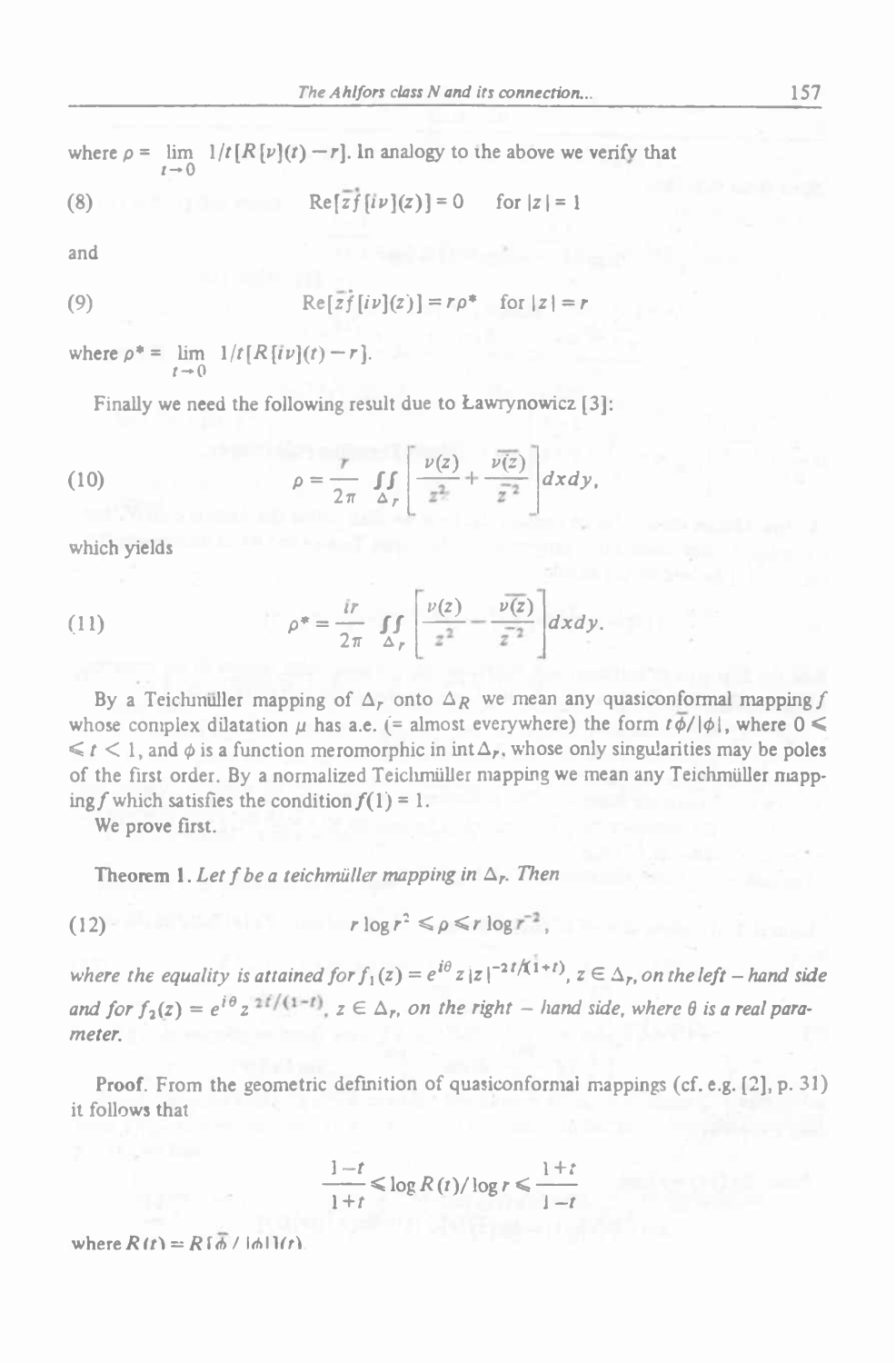where $\rho = \lim_{t \to 0} 1/t[R[\nu](t) - r]$. In analogy to the above we verify that

$$\text{(8)} \qquad \operatorname{Re}[\bar{z}\dot{f}[i\nu](z)] = 0 \quad \text{for } |z| = 1$$

and

$$\text{(9)} \qquad \operatorname{Re}[\bar{z}\dot{f}[i\nu](z)] = r\rho^* \quad \text{for } |z| = r$$

where $\rho^* = \lim_{t \to 0} 1/t[R[i\nu](t) - r]$.

Finally we need the following result due to Ławrynowicz [3]:

$$\text{(10)} \qquad \rho = \frac{r}{2\pi} \iint_{\Delta_r} \left[ \frac{\nu(z)}{z^2} + \frac{\overline{\nu(z)}}{\bar{z}^2} \right] dx\,dy,$$

which yields

$$\text{(11)} \qquad \rho^* = \frac{ir}{2\pi} \iint_{\Delta_r} \left[ \frac{\nu(z)}{z^2} - \frac{\overline{\nu(z)}}{\bar{z}^2} \right] dx\,dy.$$

By a Teichmüller mapping of $\Delta_r$ onto $\Delta_R$ we mean any quasiconformal mapping $f$ whose complex dilatation $\mu$ has a.e. (= almost everywhere) the form $t\bar{\phi}/|\phi|$, where $0 \leqslant t < 1$, and $\phi$ is a function meromorphic in $\operatorname{int}\Delta_r$, whose only singularities may be poles of the first order. By a normalized Teichmüller mapping we mean any Teichmüller mapping $f$ which satisfies the condition $f(1) = 1$.

We prove first.

**Theorem 1.** *Let $f$ be a teichmüller mapping in $\Delta_r$. Then*

$$\text{(12)} \qquad r \log r^2 \leqslant \rho \leqslant r \log r^{-2},$$

*where the equality is attained for $f_1(z) = e^{i\theta} z|z|^{-2t/(1+t)}$, $z \in \Delta_r$, on the left – hand side and for $f_2(z) = e^{i\theta} z^{2t/(1-t)}$, $z \in \Delta_r$, on the right – hand side, where $\theta$ is a real parameter.*

**Proof.** From the geometric definition of quasiconformal mappings (cf. e.g. [2], p. 31) it follows that

$$\frac{1-t}{1+t} \leqslant \log R(t)/\log r \leqslant \frac{1+t}{1-t}$$

where $R(t) = R[\bar{\phi}/|\phi|](t)$.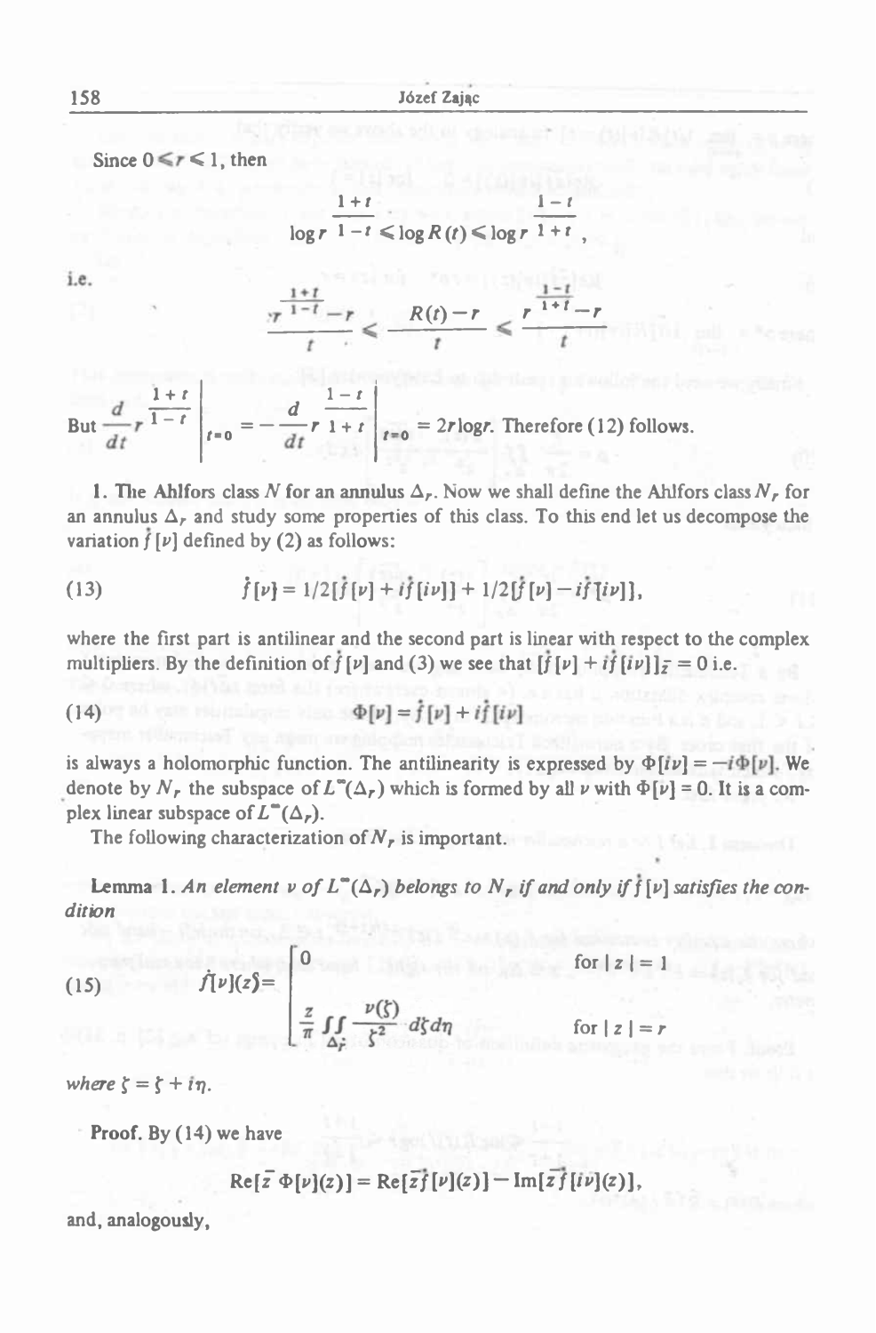Since $0 \leqslant r \leqslant 1$, then

$$\log r^{\frac{1+t}{1-t}} \leqslant \log R(t) \leqslant \log r^{\frac{1-t}{1+t}},$$

i.e.

$$\frac{r^{\frac{1+t}{1-t}} - r}{t} \leqslant \frac{R(t) - r}{t} \leqslant \frac{r^{\frac{1-t}{1+t}} - r}{t}$$

But $\left.\frac{d}{dt} r^{\frac{1+t}{1-t}}\right|_{t=0} = -\left.\frac{d}{dt} r^{\frac{1-t}{1+t}}\right|_{t=0} = 2r\log r$. Therefore (12) follows.

**1. The Ahlfors class $N$ for an annulus $\Delta_r$.** Now we shall define the Ahlfors class $N_r$ for an annulus $\Delta_r$ and study some properties of this class. To this end let us decompose the variation $\dot{f}[\nu]$ defined by (2) as follows:

$$\dot{f}[\nu] = 1/2[\dot{f}[\nu] + i\dot{f}[i\nu]] + 1/2[\dot{f}[\nu] - i\dot{f}[i\nu]], \tag{13}$$

where the first part is antilinear and the second part is linear with respect to the complex multipliers. By the definition of $\dot{f}[\nu]$ and (3) we see that $[\dot{f}[\nu] + i\dot{f}[i\nu]]_{\bar{z}} = 0$ i.e.

$$\Phi[\nu] = \dot{f}[\nu] + i\dot{f}[i\nu] \tag{14}$$

is always a holomorphic function. The antilinearity is expressed by $\Phi[i\nu] = -i\Phi[\nu]$. We denote by $N_r$ the subspace of $L^\infty(\Delta_r)$ which is formed by all $\nu$ with $\Phi[\nu] = 0$. It is a complex linear subspace of $L^\infty(\Delta_r)$.

The following characterization of $N_r$ is important.

**Lemma 1.** *An element $\nu$ of $L^\infty(\Delta_r)$ belongs to $N_r$ if and only if $\dot{f}[\nu]$ satisfies the condition*

$$\dot{f}[\nu](z) = \begin{cases} 0 & \text{for } |z| = 1 \\ \dfrac{z}{\pi} \displaystyle\iint_{\Delta_r} \frac{\nu(\zeta)}{\zeta^2}\, d\xi\, d\eta & \text{for } |z| = r \end{cases} \tag{15}$$

*where $\zeta = \xi + i\eta$.*

**Proof.** By (14) we have

$$\operatorname{Re}[\bar{z}\,\Phi[\nu](z)] = \operatorname{Re}[\bar{z}\dot{f}[\nu](z)] - \operatorname{Im}[\bar{z}\dot{f}[i\nu](z)],$$

and, analogously,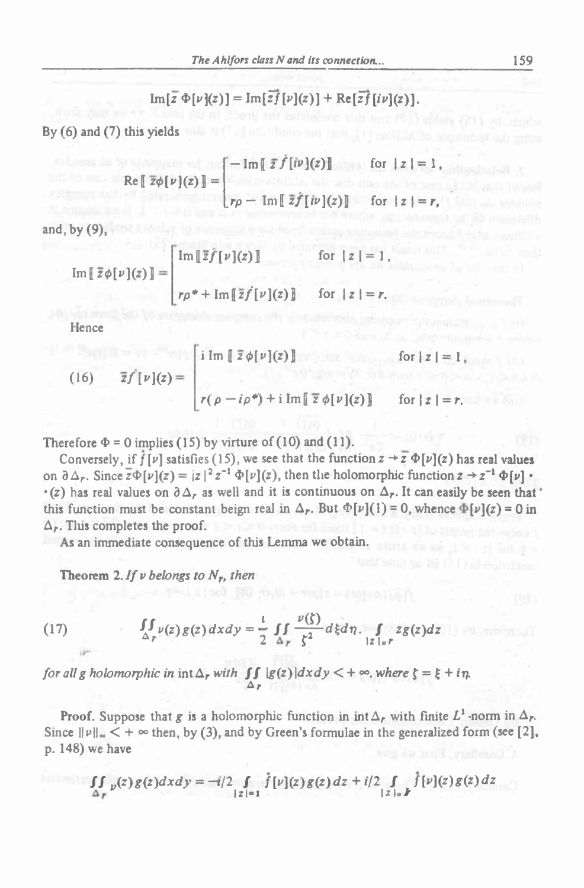$$\mathrm{Im}[\bar{z}\,\Phi[\nu](z)] = \mathrm{Im}[\bar{z}\dot{f}[\nu](z)] + \mathrm{Re}[\bar{z}\dot{f}[i\nu](z)].$$

By (6) and (7) this yields

$$\mathrm{Re}[\![\bar{z}\phi[\nu](z)]\!] = \begin{cases} -\mathrm{Im}[\![\bar{z}\dot{f}[i\nu](z)]\!] & \text{for } |z|=1, \\ r\rho - \mathrm{Im}[\![\bar{z}\dot{f}[i\nu](z)]\!] & \text{for } |z|=r, \end{cases}$$

and, by (9),

$$\mathrm{Im}[\![\bar{z}\phi[\nu](z)]\!] = \begin{cases} \mathrm{Im}[\![\bar{z}\dot{f}[\nu](z)]\!] & \text{for } |z|=1, \\ r\rho^* + \mathrm{Im}[\![\bar{z}\dot{f}[\nu](z)]\!] & \text{for } |z|=r. \end{cases}$$

Hence

$$\bar{z}\dot{f}[\nu](z) = \begin{cases} i\,\mathrm{Im}[\![\bar{z}\phi[\nu](z)]\!] & \text{for } |z|=1, \\ r(\rho - i\rho^*) + i\,\mathrm{Im}[\![\bar{z}\phi[\nu](z)]\!] & \text{for } |z|=r. \end{cases} \tag{16}$$

Therefore $\Phi = 0$ implies (15) by virtue of (10) and (11).

Conversely, if $\dot{f}[\nu]$ satisfies (15), we see that the function $z \to \bar{z}\,\Phi[\nu](z)$ has real values on $\partial\Delta_r$. Since $\bar{z}\Phi[\nu](z) = |z|^2 z^{-1}\Phi[\nu](z)$, then the holomorphic function $z \to z^{-1}\Phi[\nu] \cdot (z)$ has real values on $\partial\Delta_r$ as well and it is continuous on $\Delta_r$. It can easily be seen that this function must be constant beign real in $\Delta_r$. But $\Phi[\nu](1) = 0$, whence $\Phi[\nu](z) = 0$ in $\Delta_r$. This completes the proof.

As an immediate consequence of this Lemma we obtain.

**Theorem 2.** *If $\nu$ belongs to $N_r$, then*

$$\iint_{\Delta_r} \nu(z) g(z)\,dx\,dy = \frac{i}{2} \iint_{\Delta_r} \frac{\nu(\zeta)}{\zeta^2}\,d\xi\,d\eta \cdot \int_{|z|=r} z g(z)\,dz \tag{17}$$

*for all $g$ holomorphic in* $\mathrm{int}\,\Delta_r$ *with* $\iint_{\Delta_r} |g(z)|\,dx\,dy < +\infty$, *where* $\zeta = \xi + i\eta$.

**Proof.** Suppose that $g$ is a holomorphic function in $\mathrm{int}\,\Delta_r$ with finite $L^1$-norm in $\Delta_r$. Since $\|\nu\|_\infty < +\infty$ then, by (3), and by Green's formulae in the generalized form (see [2], p. 148) we have

$$\iint_{\Delta_r} \nu(z) g(z)\,dx\,dy = -i/2 \int_{|z|=1} \dot{f}[\nu](z) g(z)\,dz + i/2 \int_{|z|=r} \dot{f}[\nu](z) g(z)\,dz$$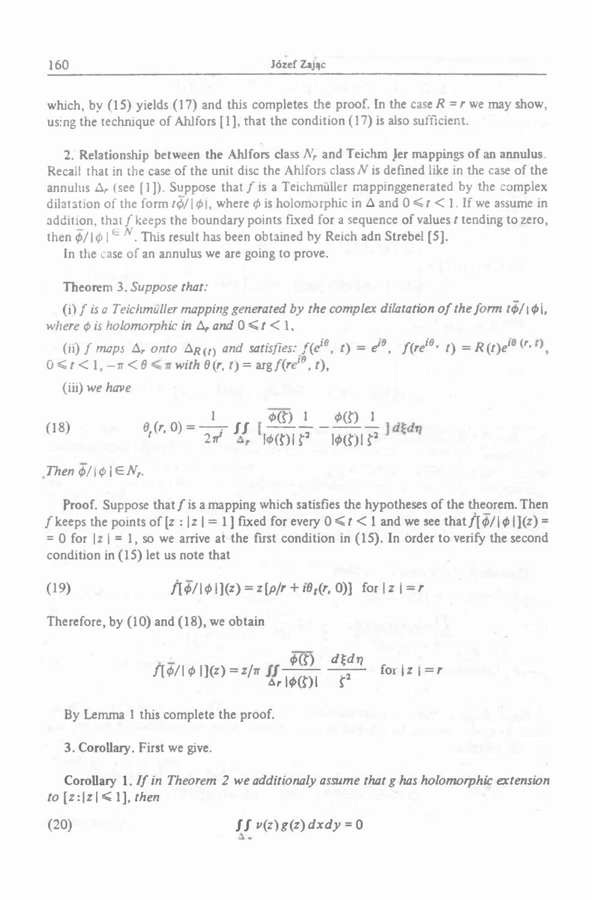which, by (15) yields (17) and this completes the proof. In the case $R = r$ we may show, using the technique of Ahlfors [1], that the condition (17) is also sufficient.

**2. Relationship between the Ahlfors class $N_r$ and Teichmüller mappings of an annulus.** Recall that in the case of the unit disc the Ahlfors class $N$ is defined like in the case of the annulus $\Delta_r$ (see [1]). Suppose that $f$ is a Teichmüller mappinggenerated by the complex dilatation of the form $t\overline{\phi}/|\phi|$, where $\phi$ is holomorphic in $\Delta$ and $0 \leqslant t < 1$. If we assume in addition, that $f$ keeps the boundary points fixed for a sequence of values $t$ tending to zero, then $\overline{\phi}/|\phi| \in N$. This result has been obtained by Reich adn Strebel [5].

In the case of an annulus we are going to prove.

**Theorem 3.** *Suppose that:*

(i) *$f$ is a Teichmüller mapping generated by the complex dilatation of the form $t\overline{\phi}/|\phi|$, where $\phi$ is holomorphic in $\Delta_r$ and $0 \leqslant t < 1$,*

(ii) *$f$ maps $\Delta_r$ onto $\Delta_{R(t)}$ and satisfies: $f(e^{i\theta}, t) = e^{i\theta}$, $f(re^{i\theta}, t) = R(t)e^{i\theta(r,t)}$, $0 \leqslant t < 1$, $-\pi < \theta \leqslant \pi$ with $\theta(r, t) = \arg f(re^{i\theta}, t)$,*

(iii) *we have*

$$\theta_t(r, 0) = \frac{1}{2\pi i} \iint_{\Delta_r} \left[\frac{\overline{\phi(\zeta)}}{|\phi(\zeta)|}\frac{1}{\zeta^2} - \frac{\phi(\zeta)}{|\phi(\zeta)|}\frac{1}{\zeta^2}\right] d\xi d\eta \tag{18}$$

*Then $\overline{\phi}/|\phi| \in N_r$.*

**Proof.** Suppose that $f$ is a mapping which satisfies the hypotheses of the theorem. Then $f$ keeps the points of $[z : |z| = 1]$ fixed for every $0 \leqslant t < 1$ and we see that $\dot{f}[\overline{\phi}/|\phi|](z) = 0$ for $|z| = 1$, so we arrive at the first condition in (15). In order to verify the second condition in (15) let us note that

$$\dot{f}[\overline{\phi}/|\phi|](z) = z[\rho/r + i\theta_t(r, 0)] \quad \text{for } |z| = r \tag{19}$$

Therefore, by (10) and (18), we obtain

$$\dot{f}[\overline{\phi}/|\phi|](z) = z/\pi \iint_{\Delta_r} \frac{\overline{\phi(\zeta)}}{|\phi(\zeta)|}\frac{d\xi d\eta}{\zeta^2} \quad \text{for } |z| = r$$

By Lemma 1 this complete the proof.

**3. Corollary.** First we give.

**Corollary 1.** *If in Theorem 2 we additionaly assume that $g$ has holomorphic extension to $[z : |z| \leqslant 1]$, then*

$$\iint_{\Delta_*} \nu(z) g(z)\, dx dy = 0 \tag{20}$$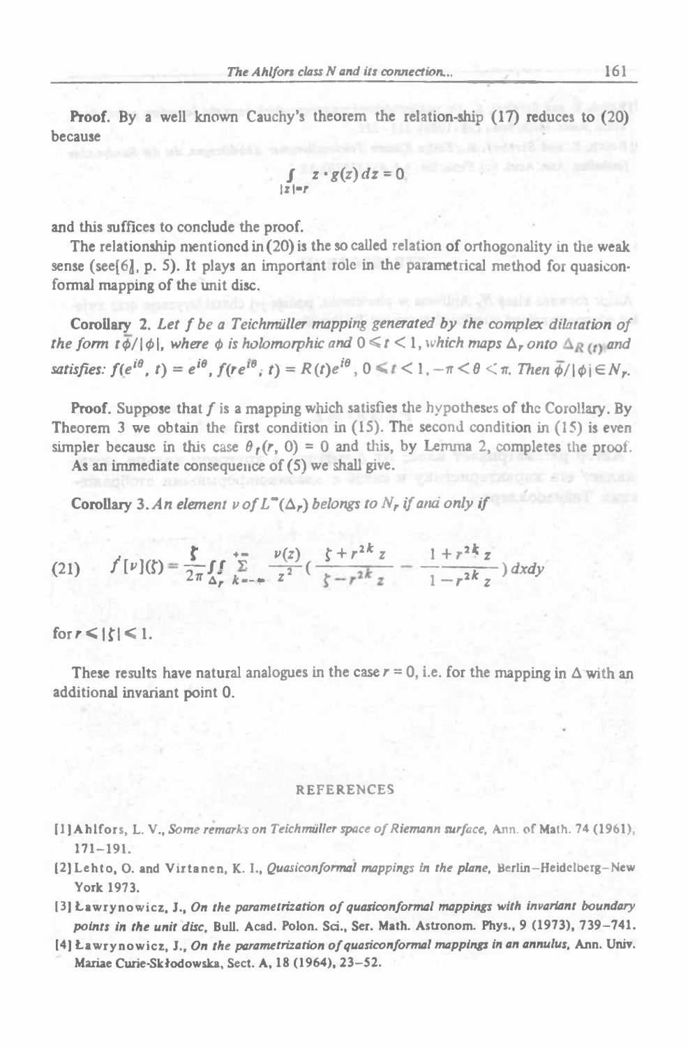**Proof.** By a well known Cauchy's theorem the relation-ship (17) reduces to (20) because

$$\int_{|z|=r} z \cdot g(z)\, dz = 0$$

and this suffices to conclude the proof.

The relationship mentioned in (20) is the so called relation of orthogonality in the weak sense (see[6], p. 5). It plays an important role in the parametrical method for quasiconformal mapping of the unit disc.

**Corollary 2.** *Let $f$ be a Teichmüller mapping generated by the complex dilatation of the form $t\bar{\phi}/|\phi|$, where $\phi$ is holomorphic and $0 \leqslant t < 1$, which maps $\Delta_r$ onto $\Delta_{R(t)}$ and satisfies: $f(e^{i\theta}, t) = e^{i\theta}$, $f(re^{i\theta}; t) = R(t)e^{i\theta}$, $0 \leqslant t < 1, -\pi < \theta < \pi$. Then $\bar{\phi}/|\phi| \in N_r$.*

**Proof.** Suppose that $f$ is a mapping which satisfies the hypotheses of the Corollary. By Theorem 3 we obtain the first condition in (15). The second condition in (15) is even simpler because in this case $\theta_t(r, 0) = 0$ and this, by Lemma 2, completes the proof.

As an immediate consequence of (5) we shall give.

**Corollary 3.** *An element $\nu$ of $L^\infty(\Delta_r)$ belongs to $N_r$ if and only if*

$$(21) \qquad \dot{f}[\nu](\zeta) = \frac{\zeta}{2\pi} \iint_{\Delta_r} \sum_{k=-\infty}^{+\infty} \frac{\nu(z)}{z^2} \left( \frac{\zeta + r^{2k} z}{\zeta - r^{2k} z} - \frac{1 + r^{2k} z}{1 - r^{2k} z} \right) dxdy$$

for $r \leqslant |\zeta| \leqslant 1$.

These results have natural analogues in the case $r = 0$, i.e. for the mapping in $\Delta$ with an additional invariant point 0.

## REFERENCES

[1] Ahlfors, L. V., *Some remarks on Teichmüller space of Riemann surface*, Ann. of Math. 74 (1961), 171–191.

[2] Lehto, O. and Virtanen, K. I., *Quasiconformal mappings in the plane*, Berlin–Heidelberg–New York 1973.

[3] Ławrynowicz, J., *On the parametrization of quasiconformal mappings with invariant boundary points in the unit disc*, Bull. Acad. Polon. Sci., Ser. Math. Astronom. Phys., 9 (1973), 739–741.

[4] Ławrynowicz, J., *On the parametrization of quasiconformal mappings in an annulus*, Ann. Univ. Mariae Curie-Skłodowska, Sect. A, 18 (1964), 23–52.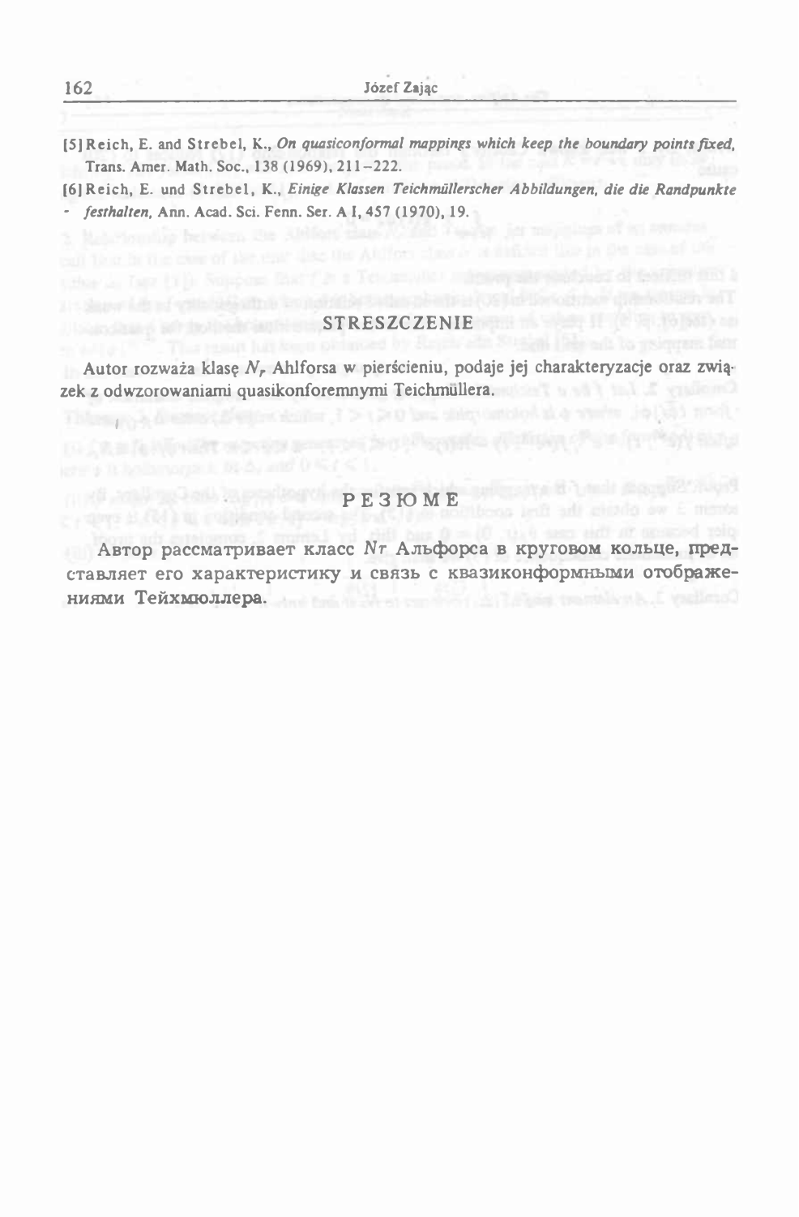[5] Reich, E. and Strebel, K., *On quasiconformal mappings which keep the boundary points fixed*, Trans. Amer. Math. Soc., 138 (1969), 211–222.

[6] Reich, E. und Strebel, K., *Einige Klassen Teichmüllerscher Abbildungen, die die Randpunkte festhalten*, Ann. Acad. Sci. Fenn. Ser. A I, 457 (1970), 19.

## STRESZCZENIE

Autor rozważa klasę $N_r$ Ahlforsa w pierścieniu, podaje jej charakteryzacje oraz związek z odwzorowaniami quasikonforemnymi Teichmüllera.

## РЕЗЮМЕ

Автор рассматривает класс $N_r$ Альфорса в круговом кольце, представляет его характеристику и связь с квазиконформными отображениями Тейхмюллера.